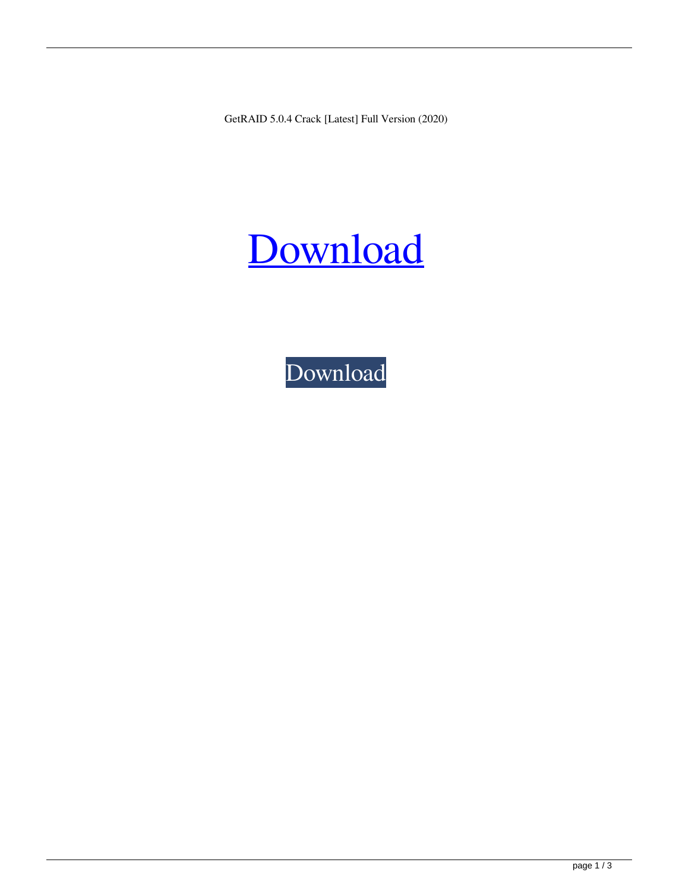GetRAID 5.0.4 Crack [Latest] Full Version (2020)

Download

Download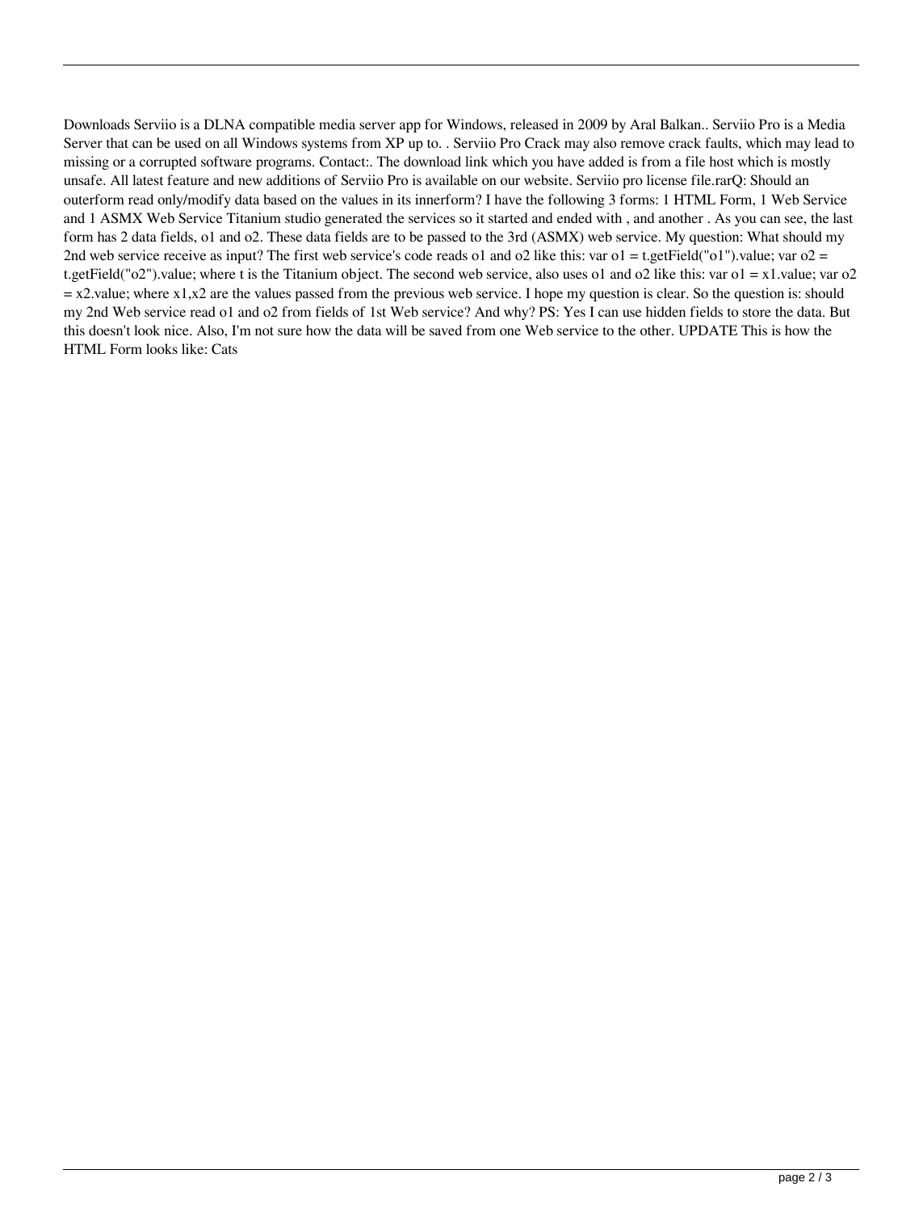Downloads Serviio is a DLNA compatible media server app for Windows, released in 2009 by Aral Balkan.. Serviio Pro is a Media Server that can be used on all Windows systems from XP up to. . Serviio Pro Crack may also remove crack faults, which may lead to missing or a corrupted software programs. Contact:. The download link which you have added is from a file host which is mostly unsafe. All latest feature and new additions of Serviio Pro is available on our website. Serviio pro license file.rarQ: Should an outerform read only/modify data based on the values in its innerform? I have the following 3 forms: 1 HTML Form, 1 Web Service and 1 ASMX Web Service Titanium studio generated the services so it started and ended with , and another . As you can see, the last form has 2 data fields, o1 and o2. These data fields are to be passed to the 3rd (ASMX) web service. My question: What should my 2nd web service receive as input? The first web service's code reads o1 and o2 like this: var o1 = t.getField("o1").value; var o2 = t.getField("o2").value; where t is the Titanium object. The second web service, also uses o1 and o2 like this: var o1 = x1.value; var o2 = x2.value; where x1,x2 are the values passed from the previous web service. I hope my question is clear. So the question is: should my 2nd Web service read o1 and o2 from fields of 1st Web service? And why? PS: Yes I can use hidden fields to store the data. But this doesn't look nice. Also, I'm not sure how the data will be saved from one Web service to the other. UPDATE This is how the HTML Form looks like: Cats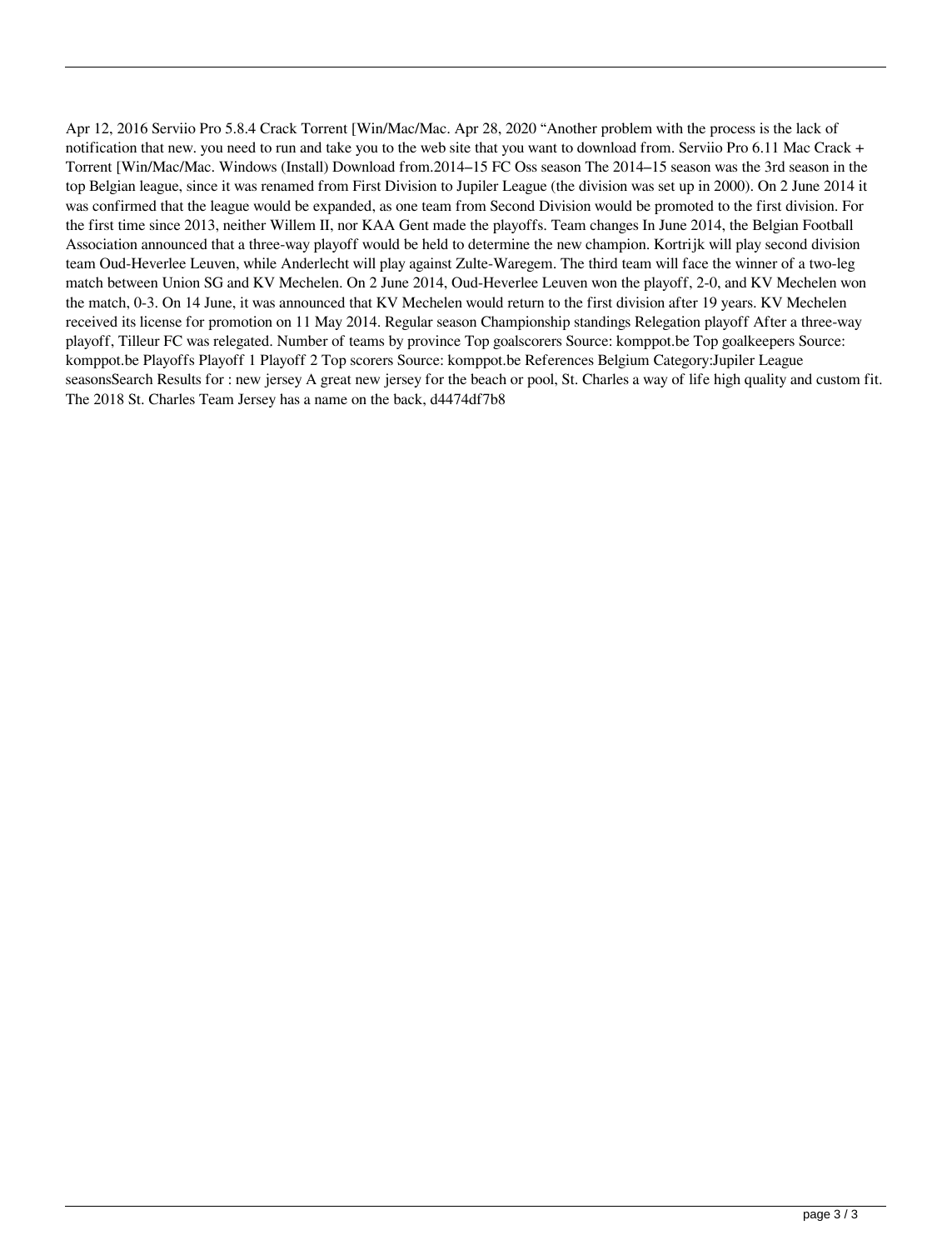Apr 12, 2016 Serviio Pro 5.8.4 Crack Torrent [Win/Mac/Mac. Apr 28, 2020 "Another problem with the process is the lack of notification that new. you need to run and take you to the web site that you want to download from. Serviio Pro 6.11 Mac Crack + Torrent [Win/Mac/Mac. Windows (Install) Download from.2014–15 FC Oss season The 2014–15 season was the 3rd season in the top Belgian league, since it was renamed from First Division to Jupiler League (the division was set up in 2000). On 2 June 2014 it was confirmed that the league would be expanded, as one team from Second Division would be promoted to the first division. For the first time since 2013, neither Willem II, nor KAA Gent made the playoffs. Team changes In June 2014, the Belgian Football Association announced that a three-way playoff would be held to determine the new champion. Kortrijk will play second division team Oud-Heverlee Leuven, while Anderlecht will play against Zulte-Waregem. The third team will face the winner of a two-leg match between Union SG and KV Mechelen. On 2 June 2014, Oud-Heverlee Leuven won the playoff, 2-0, and KV Mechelen won the match, 0-3. On 14 June, it was announced that KV Mechelen would return to the first division after 19 years. KV Mechelen received its license for promotion on 11 May 2014. Regular season Championship standings Relegation playoff After a three-way playoff, Tilleur FC was relegated. Number of teams by province Top goalscorers Source: komppot.be Top goalkeepers Source: komppot.be Playoffs Playoff 1 Playoff 2 Top scorers Source: komppot.be References Belgium Category:Jupiler League seasonsSearch Results for : new jersey A great new jersey for the beach or pool, St. Charles a way of life high quality and custom fit. The 2018 St. Charles Team Jersey has a name on the back, d4474df7b8